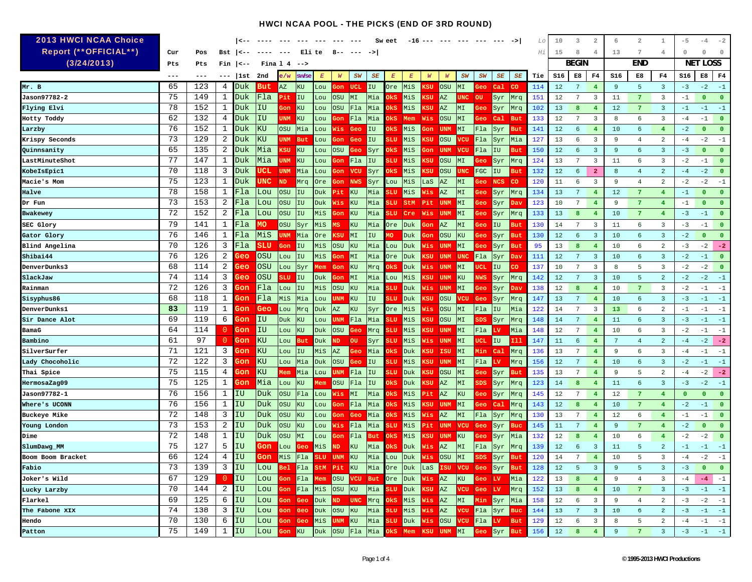# HWCI NCAA POOL - THE PICKS (END OF 3RD ROUND)

**2013 HWCI NCAA Choice Report (\*\*OFFICIAL\*\*) (3/24/2013)**

| | Cur Pts | Pos Pts | Bst Fin | 1st | 2nd | e/w | sw/se | E | W | SW | SE | E | E | W | W | SW | SW | SE | SE | Tie | BEGIN S16 | BEGIN E8 | BEGIN F4 | END S16 | END E8 | END F4 | NET LOSS S16 | NET LOSS E8 | NET LOSS F4 |
|---|---|---|---|---|---|---|---|---|---|---|---|---|---|---|---|---|---|---|---|---|---|---|---|---|---|---|---|---|---|
| | --- | --- | --- | Final 4 | | | | Elite 8 | | | | Sweet 16 | | | | | | | | | Lo/Hi: 10/15 | 3/8 | 2/4 | 6/13 | 2/7 | 1/4 | -5/0 | -4/0 | -2/0 |
| Mr. B | 65 | 123 | 4 | Duk | But | AZ | KU | Lou | Gon | UCL | IU | Ore | MiS | KSU | OSU | MI | Geo | Cal | CO | 114 | 12 | 7 | 4 | 9 | 5 | 3 | -3 | -2 | -1 |
| Jason97782-2 | 75 | 149 | 1 | Duk | Fla | Pit | IU | Lou | OSU | MI | Mia | OkS | MiS | KSU | AZ | UNC | OU | Syr | Mrq | 151 | 12 | 7 | 3 | 11 | 7 | 3 | -1 | 0 | 0 |
| Flying Elvi | 78 | 152 | 1 | Duk | IU | Gon | KU | Lou | OSU | Fla | Mia | OkS | MiS | KSU | AZ | MI | Geo | Syr | Mrq | 102 | 13 | 8 | 4 | 12 | 7 | 3 | -1 | -1 | -1 |
| Hotty Toddy | 62 | 132 | 4 | Duk | IU | UNM | KU | Lou | Gon | Fla | Mia | OkS | Mem | Wis | OSU | MI | Geo | Cal | But | 133 | 12 | 7 | 3 | 8 | 6 | 3 | -4 | -1 | 0 |
| Larzby | 76 | 152 | 1 | Duk | KU | OSU | Mia | Lou | Wis | Geo | IU | OkS | MiS | Gon | UNM | MI | Fla | Syr | But | 141 | 12 | 6 | 4 | 10 | 6 | 4 | -2 | 0 | 0 |
| Krispy Seconds | 73 | 129 | 2 | Duk | KU | UNM | But | Lou | Gon | Geo | IU | SLU | MiS | KSU | OSU | VCU | Fla | Syr | Mia | 127 | 13 | 6 | 3 | 9 | 4 | 2 | -4 | -2 | -1 |
| Quinnsanity | 65 | 135 | 2 | Duk | Mia | KSU | KU | Lou | OSU | Geo | Syr | OkS | MiS | Gon | UNM | VCU | Fla | IU | But | 150 | 12 | 6 | 3 | 9 | 6 | 3 | -3 | 0 | 0 |
| LastMinuteShot | 77 | 147 | 1 | Duk | Mia | UNM | KU | Lou | Gon | Fla | IU | SLU | MiS | KSU | OSU | MI | Geo | Syr | Mrq | 124 | 13 | 7 | 3 | 11 | 6 | 3 | -2 | -1 | 0 |
| KobeIsEpic1 | 70 | 118 | 3 | Duk | UCL | UNM | Mia | Lou | Gon | VCU | Syr | OkS | MiS | KSU | OSU | UNC | FGC | IU | But | 132 | 12 | 6 | 2 | 8 | 4 | 2 | -4 | -2 | 0 |
| Macie's Mom | 75 | 123 | 1 | Duk | UNC | ND | Mrq | Ore | Gon | NWS | Syr | Lou | MiS | LaS | AZ | MI | Geo | NCS | CO | 120 | 11 | 6 | 3 | 9 | 4 | 2 | -2 | -2 | -1 |
| Halve | 78 | 158 | 1 | Fla | Lou | OSU | IU | Duk | Pit | KU | Mia | SLU | MiS | Wis | AZ | MI | Geo | Syr | Mrq | 134 | 13 | 7 | 4 | 12 | 7 | 4 | -1 | 0 | 0 |
| Dr Fun | 73 | 153 | 2 | Fla | Lou | OSU | IU | Duk | Wis | KU | Mia | SLU | StM | Pit | UNM | MI | Geo | Syr | Dav | 123 | 10 | 7 | 4 | 9 | 7 | 4 | -1 | 0 | 0 |
| Bwakewey | 72 | 152 | 2 | Fla | Lou | OSU | IU | MiS | Gon | KU | Mia | SLU | Cre | Wis | UNM | MI | Geo | Syr | Mrq | 133 | 13 | 8 | 4 | 10 | 7 | 4 | -3 | -1 | 0 |
| SEC Glory | 79 | 141 | 1 | Fla | MO | OSU | Syr | MiS | MS | KU | Mia | Ore | Duk | Gon | AZ | MI | Geo | IU | But | 130 | 14 | 7 | 3 | 11 | 6 | 3 | -3 | -1 | 0 |
| Gator Glory | 76 | 146 | 1 | Fla | MiS | UNM | Mia | Ore | KSU | MI | IU | MO | Duk | Gon | OSU | KU | Geo | Syr | But | 130 | 12 | 6 | 3 | 10 | 6 | 3 | -2 | 0 | 0 |
| Blind Angelina | 70 | 126 | 3 | Fla | SLU | Gon | IU | MiS | OSU | KU | Mia | Lou | Duk | Wis | UNM | MI | Geo | Syr | But | 95 | 13 | 8 | 4 | 10 | 6 | 2 | -3 | -2 | -2 |
| Shibai44 | 76 | 126 | 2 | Geo | OSU | Lou | IU | MiS | Gon | MI | Mia | Ore | Duk | KSU | UNM | UNC | Fla | Syr | Dav | 111 | 12 | 7 | 3 | 10 | 6 | 3 | -2 | -1 | 0 |
| DenverDunks3 | 68 | 114 | 2 | Geo | OSU | Lou | Syr | Mem | Gon | KU | Mrq | OkS | Duk | Wis | UNM | MI | UCL | IU | CO | 137 | 10 | 7 | 3 | 8 | 5 | 3 | -2 | -2 | 0 |
| SlackJaw | 74 | 114 | 3 | Geo | OSU | SLU | IU | Duk | Gon | MI | Mia | Lou | MiS | KSU | UNM | KU | NWS | Syr | Mrq | 142 | 12 | 7 | 3 | 10 | 5 | 2 | -2 | -2 | -1 |
| Rainman | 72 | 126 | 3 | Gon | Fla | Lou | IU | MiS | OSU | KU | Mia | SLU | Duk | Wis | UNM | MI | Geo | Syr | Dav | 138 | 12 | 8 | 4 | 10 | 7 | 3 | -2 | -1 | -1 |
| Sisyphus86 | 68 | 118 | 1 | Gon | Fla | MiS | Mia | Lou | UNM | KU | IU | SLU | Duk | KSU | OSU | VCU | Geo | Syr | Mrq | 147 | 13 | 7 | 4 | 10 | 6 | 3 | -3 | -1 | -1 |
| DenverDunks1 | **83** | 119 | 1 | Gon | Geo | Lou | Mrq | Duk | AZ | KU | Syr | Ore | MiS | Wis | OSU | MI | Fla | IU | Mia | 122 | 14 | 7 | 3 | 13 | 6 | 2 | -1 | -1 | -1 |
| Sir Dance Alot | 69 | 119 | 6 | Gon | IU | Duk | KU | Lou | UNM | Fla | Mia | SLU | MiS | KSU | OSU | MI | SDS | Syr | Mrq | 148 | 14 | 7 | 4 | 11 | 6 | 3 | -3 | -1 | -1 |
| BamaG | 64 | 114 | 0 | Gon | IU | Lou | KU | Duk | OSU | Geo | Mrq | SLU | MiS | KSU | UNM | MI | Fla | LV | Mia | 148 | 12 | 7 | 4 | 10 | 6 | 3 | -2 | -1 | -1 |
| Bambino | 61 | 97 | 0 | Gon | KU | Lou | But | Duk | ND | OU | Syr | SLU | MiS | Wis | UNM | MI | UCL | IU | Ill | 147 | 11 | 6 | 4 | 7 | 4 | 2 | -4 | -2 | -2 |
| SilverSurfer | 71 | 121 | 3 | Gon | KU | Lou | IU | MiS | AZ | Geo | Mia | OkS | Duk | Wis | ISU | MI | Min | Cal | Mrq | 136 | 13 | 7 | 4 | 9 | 6 | 3 | -4 | -1 | -1 |
| Lady Chocoholic | 72 | 122 | 3 | Gon | KU | Lou | Mia | Duk | OSU | Geo | IU | SLU | MiS | KSU | UNM | MI | Fla | LV | Mrq | 156 | 12 | 7 | 4 | 10 | 6 | 3 | -2 | -1 | -1 |
| Thai Spice | 75 | 115 | 4 | Gon | KU | Mem | Mia | Lou | UNM | Fla | IU | SLU | Duk | KSU | OSU | MI | Geo | Syr | But | 135 | 13 | 7 | 4 | 9 | 5 | 2 | -4 | -2 | -2 |
| HermosaZag09 | 75 | 125 | 1 | Gon | Mia | Lou | KU | Mem | OSU | Fla | IU | OkS | Duk | KSU | AZ | MI | SDS | Syr | Mrq | 123 | 14 | 8 | 4 | 11 | 6 | 3 | -3 | -2 | -1 |
| Jason97782-1 | 76 | 156 | 1 | IU | Duk | OSU | Fla | Lou | Wis | MI | Mia | OkS | MiS | Pit | AZ | KU | Geo | Syr | Mrq | 145 | 12 | 7 | 4 | 12 | 7 | 4 | 0 | 0 | 0 |
| Where's UCONN | 76 | 156 | 1 | IU | Duk | OSU | KU | Lou | Gon | Fla | Mia | OkS | MiS | KSU | UNM | MI | Geo | Cal | Mrq | 143 | 12 | 8 | 4 | 10 | 7 | 4 | -2 | -1 | 0 |
| Buckeye Mike | 72 | 148 | 3 | IU | Duk | OSU | KU | Lou | Gon | Geo | Mia | OkS | MiS | Wis | AZ | MI | Fla | Syr | Mrq | 130 | 13 | 7 | 4 | 12 | 6 | 4 | -1 | -1 | 0 |
| Young London | 73 | 153 | 2 | IU | Duk | OSU | KU | Lou | Wis | Fla | Mia | SLU | MiS | Pit | UNM | VCU | Geo | Syr | Buc | 145 | 11 | 7 | 4 | 9 | 7 | 4 | -2 | 0 | 0 |
| Dime | 72 | 148 | 1 | IU | Duk | OSU | MI | Lou | Gon | Fla | But | OkS | MiS | KSU | UNM | KU | Geo | Syr | Mia | 132 | 12 | 8 | 4 | 10 | 6 | 4 | -2 | -2 | 0 |
| SlumDawg_MM | 75 | 127 | 5 | IU | Gon | Lou | Geo | MiS | ND | KU | Mia | OkS | Duk | Wis | AZ | MI | Fla | Syr | Mrq | 139 | 12 | 6 | 3 | 11 | 5 | 2 | -1 | -1 | -1 |
| Boom Boom Bracket | 66 | 124 | 4 | IU | Gon | MiS | Fla | SLU | UNM | KU | Mia | Lou | Duk | Wis | OSU | MI | SDS | Syr | But | 120 | 14 | 7 | 4 | 10 | 5 | 3 | -4 | -2 | -1 |
| Fabio | 73 | 139 | 3 | IU | Lou | Bel | Fla | StM | Pit | KU | Mia | Ore | Duk | LaS | ISU | VCU | Geo | Syr | But | 128 | 12 | 5 | 3 | 9 | 5 | 3 | -3 | 0 | 0 |
| Joker's Wild | 67 | 129 | 0 | IU | Lou | Gon | Fla | Mem | OSU | VCU | But | Ore | Duk | Wis | AZ | KU | Geo | LV | Mia | 122 | 13 | 8 | 4 | 9 | 4 | 3 | -4 | -4 | -1 |
| Lucky Larzby | 70 | 144 | 2 | IU | Lou | Gon | Fla | MiS | OSU | KU | Mia | SLU | Duk | KSU | AZ | VCU | Geo | LV | Mrq | 152 | 13 | 8 | 4 | 10 | 7 | 3 | -3 | -1 | -1 |
| Flarkel | 69 | 125 | 6 | IU | Lou | Gon | Geo | Duk | ND | UNC | Mrq | OkS | MiS | Wis | AZ | MI | Min | Syr | Mia | 158 | 12 | 6 | 3 | 9 | 4 | 2 | -3 | -2 | -1 |
| The Fabone XIX | 74 | 138 | 3 | IU | Lou | Gon | Geo | Duk | OSU | KU | Mia | SLU | MiS | Wis | AZ | VCU | Fla | Syr | Buc | 144 | 13 | 7 | 3 | 10 | 6 | 2 | -3 | -1 | -1 |
| Hendo | 70 | 130 | 6 | IU | Lou | Gon | Geo | MiS | UNM | KU | Mia | SLU | Duk | Wis | OSU | VCU | Fla | LV | But | 129 | 12 | 6 | 3 | 8 | 5 | 2 | -4 | -1 | -1 |
| Patton | 75 | 149 | 1 | IU | Lou | Gon | KU | Duk | OSU | Fla | Mia | OkS | Mem | KSU | UNM | MI | Geo | Syr | But | 156 | 12 | 8 | 4 | 9 | 7 | 3 | -3 | -1 | -1 |

© 1995-2013 HWCI Productions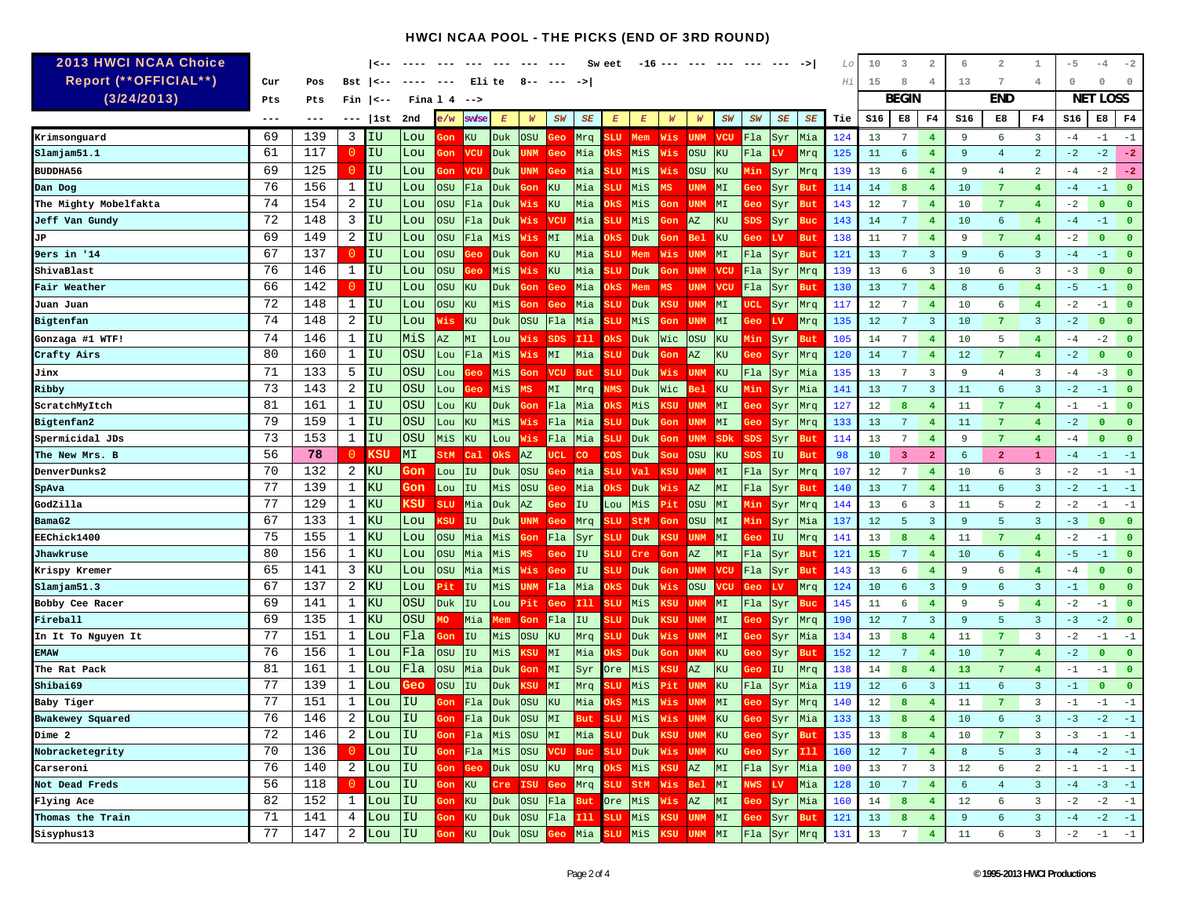## HWCI NCAA POOL - THE PICKS (END OF 3RD ROUND)

**2013 HWCI NCAA Choice Report (\*\*OFFICIAL\*\*) (3/24/2013)**

| | Cur Pts | Pos Pts | Bst Fin | 1st | 2nd | e/w | sw/se | E | W | SW | SE | E | E | W | W | SW | SW | SE | SE | Tie | S16 (Lo 10 / Hi 15) | E8 (Lo 3 / Hi 8) | F4 (Lo 2 / Hi 4) | S16 (Lo 6 / Hi 13) | E8 (Lo 2 / Hi 7) | F4 (Lo 1 / Hi 4) | S16 (Lo -5 / Hi 0) | E8 (Lo -4 / Hi 0) | F4 (Lo -2 / Hi 0) |
|---|---|---|---|---|---|---|---|---|---|---|---|---|---|---|---|---|---|---|---|---|---|---|---|---|---|---|---|---|---|
| | | | | Final 4 | | Elite 8 | | | | | | Sweet 16 | | | | | | | | | BEGIN | | | END | | | NET LOSS | | |
| Krimsonguard | 69 | 139 | 3 | IU | Lou | Gon | KU | Duk | OSU | Geo | Mrq | SLU | Mem | Wis | UNM | VCU | Fla | Syr | Mia | 124 | 13 | 7 | 4 | 9 | 6 | 3 | -4 | -1 | -1 |
| Slamjam51.1 | 61 | 117 | 0 | IU | Lou | Gon | VCU | Duk | UNM | Geo | Mia | OkS | MiS | Wis | OSU | KU | Fla | LV | Mrq | 125 | 11 | 6 | 4 | 9 | 4 | 2 | -2 | -2 | -2 |
| BUDDHA56 | 69 | 125 | 0 | IU | Lou | Gon | VCU | Duk | UNM | Geo | Mia | SLU | MiS | Wis | OSU | KU | Min | Syr | Mrq | 139 | 13 | 6 | 4 | 9 | 4 | 2 | -4 | -2 | -2 |
| Dan Dog | 76 | 156 | 1 | IU | Lou | OSU | Fla | Duk | Gon | KU | Mia | SLU | MiS | MS | UNM | MI | Geo | Syr | But | 114 | 14 | 8 | 4 | 10 | 7 | 4 | -4 | -1 | 0 |
| The Mighty Mobelfakta | 74 | 154 | 2 | IU | Lou | OSU | Fla | Duk | Wis | KU | Mia | OkS | MiS | Gon | UNM | MI | Geo | Syr | But | 143 | 12 | 7 | 4 | 10 | 7 | 4 | -2 | 0 | 0 |
| Jeff Van Gundy | 72 | 148 | 3 | IU | Lou | OSU | Fla | Duk | Wis | VCU | Mia | SLU | MiS | Gon | AZ | KU | SDS | Syr | Buc | 143 | 14 | 7 | 4 | 10 | 6 | 4 | -4 | -1 | 0 |
| JP | 69 | 149 | 2 | IU | Lou | OSU | Fla | MiS | Wis | MI | Mia | OkS | Duk | Gon | Bel | KU | Geo | LV | But | 138 | 11 | 7 | 4 | 9 | 7 | 4 | -2 | 0 | 0 |
| 9ers in '14 | 67 | 137 | 0 | IU | Lou | OSU | Geo | Duk | Gon | KU | Mia | SLU | Mem | Wis | UNM | MI | Fla | Syr | But | 121 | 13 | 7 | 3 | 9 | 6 | 3 | -4 | -1 | 0 |
| ShivaBlast | 76 | 146 | 1 | IU | Lou | OSU | Geo | MiS | Wis | KU | Mia | SLU | Duk | Gon | UNM | VCU | Fla | Syr | Mrq | 139 | 13 | 6 | 3 | 10 | 6 | 3 | -3 | 0 | 0 |
| Fair Weather | 66 | 142 | 0 | IU | Lou | OSU | KU | Duk | Gon | Geo | Mia | OkS | Mem | MS | UNM | VCU | Fla | Syr | But | 130 | 13 | 7 | 4 | 8 | 6 | 4 | -5 | -1 | 0 |
| Juan Juan | 72 | 148 | 1 | IU | Lou | OSU | KU | MiS | Gon | Geo | Mia | SLU | Duk | KSU | UNM | MI | UCL | Syr | Mrq | 117 | 12 | 7 | 4 | 10 | 6 | 4 | -2 | -1 | 0 |
| Bigtenfan | 74 | 148 | 2 | IU | Lou | Wis | KU | Duk | OSU | Fla | Mia | SLU | MiS | Gon | UNM | MI | Geo | LV | Mrq | 135 | 12 | 7 | 3 | 10 | 7 | 3 | -2 | 0 | 0 |
| Gonzaga #1 WTF! | 74 | 146 | 1 | IU | MiS | AZ | MI | Lou | Wis | SDS | Ill | OkS | Duk | Wic | OSU | KU | Min | Syr | But | 105 | 14 | 7 | 4 | 10 | 5 | 4 | -4 | -2 | 0 |
| Crafty Airs | 80 | 160 | 1 | IU | OSU | Lou | Fla | MiS | Wis | MI | Mia | SLU | Duk | Gon | AZ | KU | Geo | Syr | Mrq | 120 | 14 | 7 | 4 | 12 | 7 | 4 | -2 | 0 | 0 |
| Jinx | 71 | 133 | 5 | IU | OSU | Lou | Geo | MiS | Gon | VCU | But | SLU | Duk | Wis | UNM | KU | Fla | Syr | Mia | 135 | 13 | 7 | 3 | 9 | 4 | 3 | -4 | -3 | 0 |
| Ribby | 73 | 143 | 2 | IU | OSU | Lou | Geo | MiS | MS | MI | Mrq | NMS | Duk | Wic | Bel | KU | Min | Syr | Mia | 141 | 13 | 7 | 3 | 11 | 6 | 3 | -2 | -1 | 0 |
| ScratchMyItch | 81 | 161 | 1 | IU | OSU | Lou | KU | Duk | Gon | Fla | Mia | OkS | MiS | KSU | UNM | MI | Geo | Syr | Mrq | 127 | 12 | 8 | 4 | 11 | 7 | 4 | -1 | -1 | 0 |
| Bigtenfan2 | 79 | 159 | 1 | IU | OSU | Lou | KU | MiS | Wis | Fla | Mia | SLU | Duk | Gon | UNM | MI | Geo | Syr | Mrq | 133 | 13 | 7 | 4 | 11 | 7 | 4 | -2 | 0 | 0 |
| Spermicidal JDs | 73 | 153 | 1 | IU | OSU | MiS | KU | Lou | Wis | Fla | Mia | SLU | Duk | Gon | UNM | SDk | SDS | Syr | But | 114 | 13 | 7 | 4 | 9 | 7 | 4 | -4 | 0 | 0 |
| The New Mrs. B | 56 | 78 | 0 | KSU | MI | StM | Cal | OkS | AZ | UCL | CO | COS | Duk | Sou | OSU | KU | SDS | IU | But | 98 | 10 | 3 | 2 | 6 | 2 | 1 | -4 | -1 | -1 |
| DenverDunks2 | 70 | 132 | 2 | KU | Gon | Lou | IU | Duk | OSU | Geo | Mia | SLU | Val | KSU | UNM | MI | Fla | Syr | Mrq | 107 | 12 | 7 | 4 | 10 | 6 | 3 | -2 | -1 | -1 |
| SpAva | 77 | 139 | 1 | KU | Gon | Lou | IU | MiS | OSU | Geo | Mia | OkS | Duk | Wis | AZ | MI | Fla | Syr | But | 140 | 13 | 7 | 4 | 11 | 6 | 3 | -2 | -1 | -1 |
| GodZilla | 77 | 129 | 1 | KU | KSU | SLU | Mia | Duk | AZ | Geo | IU | Lou | MiS | Pit | OSU | MI | Min | Syr | Mrq | 144 | 13 | 6 | 3 | 11 | 5 | 2 | -2 | -1 | -1 |
| BamaG2 | 67 | 133 | 1 | KU | Lou | KSU | IU | Duk | UNM | Geo | Mrq | SLU | StM | Gon | OSU | MI | Min | Syr | Mia | 137 | 12 | 5 | 3 | 9 | 5 | 3 | -3 | 0 | 0 |
| EEChick1400 | 75 | 155 | 1 | KU | Lou | OSU | Mia | MiS | Gon | Fla | Syr | SLU | Duk | KSU | UNM | MI | Geo | IU | Mrq | 141 | 13 | 8 | 4 | 11 | 7 | 4 | -2 | -1 | 0 |
| Jhawkruse | 80 | 156 | 1 | KU | Lou | OSU | Mia | MiS | MS | Geo | IU | SLU | Duk | Gon | AZ | MI | Geo | Syr | But | 121 | 15 | 7 | 4 | 10 | 6 | 4 | -5 | -1 | 0 |
| Krispy Kremer | 65 | 141 | 3 | KU | Lou | OSU | Mia | MiS | Wis | Geo | IU | SLU | Duk | Gon | UNM | VCU | Fla | Syr | But | 143 | 13 | 6 | 4 | 9 | 6 | 4 | -4 | 0 | 0 |
| Slamjam51.3 | 67 | 137 | 2 | KU | Lou | Pit | IU | MiS | UNM | Fla | Mia | OkS | Duk | Wis | OSU | VCU | Geo | LV | Mrq | 124 | 10 | 6 | 3 | 9 | 6 | 3 | -1 | 0 | 0 |
| Bobby Cee Racer | 69 | 141 | 1 | KU | OSU | Duk | IU | Lou | Pit | Geo | Ill | SLU | MiS | KSU | UNM | MI | Fla | Syr | Buc | 145 | 11 | 6 | 4 | 9 | 5 | 4 | -2 | -1 | 0 |
| Fireball | 69 | 135 | 1 | KU | OSU | MO | Mia | Mem | Gon | Fla | IU | SLU | Duk | KSU | UNM | MI | Geo | Syr | Mrq | 190 | 12 | 7 | 3 | 9 | 5 | 3 | -3 | -2 | 0 |
| In It To Nguyen It | 77 | 151 | 1 | Lou | Fla | Gon | IU | MiS | OSU | KU | Mrq | SLU | Duk | Wis | UNM | MI | Geo | Syr | Mia | 134 | 13 | 8 | 4 | 11 | 7 | 3 | -2 | -1 | -1 |
| EMAW | 76 | 156 | 1 | Lou | Fla | OSU | IU | MiS | KSU | MI | Mia | OkS | Duk | Gon | UNM | KU | Geo | Syr | But | 152 | 12 | 7 | 4 | 10 | 7 | 4 | -2 | 0 | 0 |
| The Rat Pack | 81 | 161 | 1 | Lou | Fla | OSU | Mia | Duk | Gon | MI | Syr | Ore | MiS | KSU | AZ | KU | Geo | IU | Mrq | 138 | 14 | 8 | 4 | 13 | 7 | 4 | -1 | -1 | 0 |
| Shibai69 | 77 | 139 | 1 | Lou | Geo | OSU | IU | Duk | KSU | MI | Mrq | SLU | MiS | Pit | UNM | KU | Fla | Syr | Mia | 119 | 12 | 6 | 3 | 11 | 6 | 3 | -1 | 0 | 0 |
| Baby Tiger | 77 | 151 | 1 | Lou | IU | Gon | Fla | Duk | OSU | KU | Mia | OkS | MiS | Wis | UNM | MI | Geo | Syr | Mrq | 140 | 12 | 8 | 4 | 11 | 7 | 3 | -1 | -1 | -1 |
| Bwakewey Squared | 76 | 146 | 2 | Lou | IU | Gon | Fla | Duk | OSU | MI | But | SLU | MiS | Wis | UNM | KU | Geo | Syr | Mia | 133 | 13 | 8 | 4 | 10 | 6 | 3 | -3 | -2 | -1 |
| Dime 2 | 72 | 146 | 2 | Lou | IU | Gon | Fla | MiS | OSU | MI | Mia | SLU | Duk | KSU | UNM | KU | Geo | Syr | But | 135 | 13 | 8 | 4 | 10 | 7 | 3 | -3 | -1 | -1 |
| Nobracketegrity | 70 | 136 | 0 | Lou | IU | Gon | Fla | MiS | OSU | VCU | Buc | SLU | Duk | Wis | UNM | KU | Geo | Syr | Ill | 160 | 12 | 7 | 4 | 8 | 5 | 3 | -4 | -2 | -1 |
| Carseroni | 76 | 140 | 2 | Lou | IU | Gon | Geo | Duk | OSU | KU | Mrq | OkS | MiS | KSU | AZ | MI | Fla | Syr | Mia | 100 | 13 | 7 | 3 | 12 | 6 | 2 | -1 | -1 | -1 |
| Not Dead Freds | 56 | 118 | 0 | Lou | IU | Gon | KU | Cre | ISU | Geo | Mrq | SLU | StM | Wis | Bel | MI | NWS | LV | Mia | 128 | 10 | 7 | 4 | 6 | 4 | 3 | -4 | -3 | -1 |
| Flying Ace | 82 | 152 | 1 | Lou | IU | Gon | KU | Duk | OSU | Fla | But | Ore | MiS | Wis | AZ | MI | Geo | Syr | Mia | 160 | 14 | 8 | 4 | 12 | 6 | 3 | -2 | -2 | -1 |
| Thomas the Train | 71 | 141 | 4 | Lou | IU | Gon | KU | Duk | OSU | Fla | Ill | SLU | MiS | KSU | UNM | MI | Geo | Syr | But | 121 | 13 | 8 | 4 | 9 | 6 | 3 | -4 | -2 | -1 |
| Sisyphus13 | 77 | 147 | 2 | Lou | IU | Gon | KU | Duk | OSU | Geo | Mia | SLU | MiS | KSU | UNM | MI | Fla | Syr | Mrq | 131 | 13 | 7 | 4 | 11 | 6 | 3 | -2 | -1 | -1 |

© 1995-2013 HWCI Productions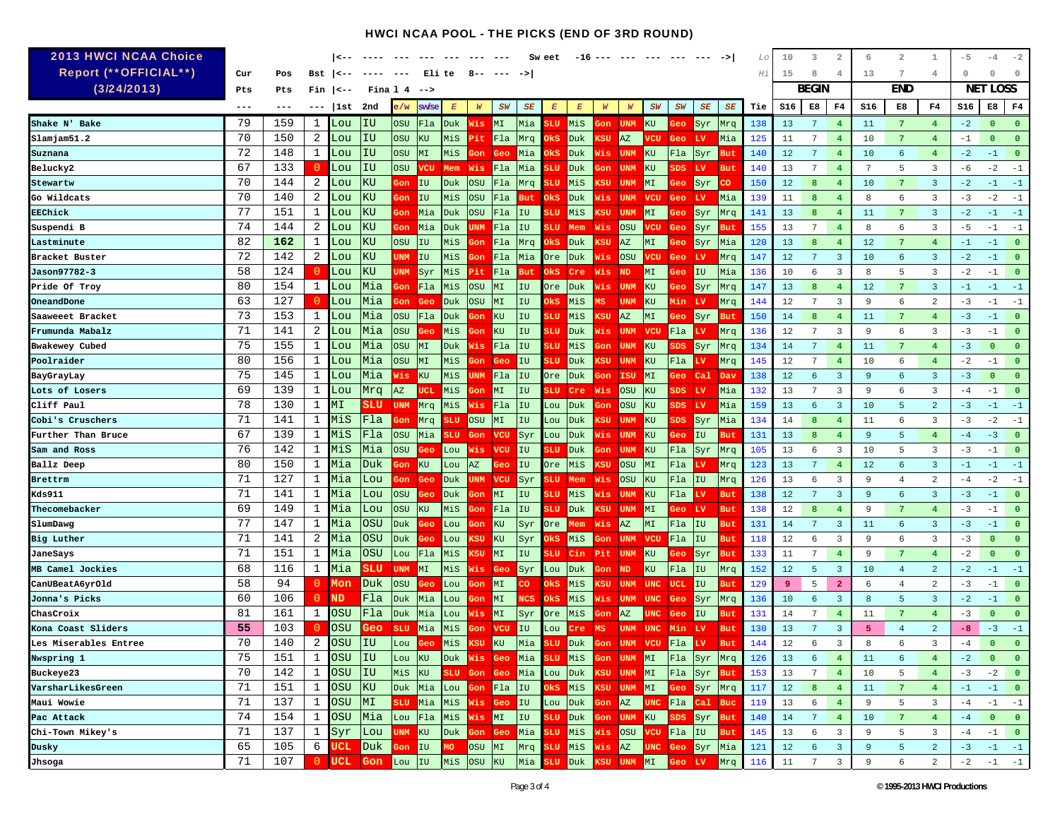## HWCI NCAA POOL - THE PICKS (END OF 3RD ROUND)

**2013 HWCI NCAA Choice Report (**OFFICIAL**) (3/24/2013)**

| | Cur Pts | Pos Pts | Bst Fin | Final 4 1st | Final 4 2nd | Elite 8 e/w | Elite 8 sw/se | Elite 8 E | Elite 8 W | Elite 8 SW | Elite 8 SE | Sweet 16 E | Sweet 16 E | Sweet 16 W | Sweet 16 W | Sweet 16 SW | Sweet 16 SW | Sweet 16 SE | Sweet 16 SE | Tie | BEGIN S16 (Lo 10 / Hi 15) | BEGIN E8 (Lo 3 / Hi 8) | BEGIN F4 (Lo 2 / Hi 4) | END S16 (Lo 6 / Hi 13) | END E8 (Lo 2 / Hi 7) | END F4 (Lo 1 / Hi 4) | NET LOSS S16 (Lo -5 / Hi 0) | NET LOSS E8 (Lo -4 / Hi 0) | NET LOSS F4 (Lo -2 / Hi 0) |
|---|---|---|---|---|---|---|---|---|---|---|---|---|---|---|---|---|---|---|---|---|---|---|---|---|---|---|---|---|---|
| --- | --- | --- | --- | | | | | | | | | | | | | | | | | | | | | | | | | | |
| Shake N' Bake | 79 | 159 | 1 | Lou | IU | OSU | Fla | Duk | Wis | MI | Mia | SLU | MiS | Gon | UNM | KU | Geo | Syr | Mrq | 138 | 13 | 7 | 4 | 11 | 7 | 4 | -2 | 0 | 0 |
| Slamjam51.2 | 70 | 150 | 2 | Lou | IU | OSU | KU | MiS | Pit | Fla | Mrq | OkS | Duk | KSU | AZ | VCU | Geo | LV | Mia | 125 | 11 | 7 | 4 | 10 | 7 | 4 | -1 | 0 | 0 |
| Suznana | 72 | 148 | 1 | Lou | IU | OSU | MI | MiS | Gon | Geo | Mia | OkS | Duk | Wis | UNM | KU | Fla | Syr | But | 140 | 12 | 7 | 4 | 10 | 6 | 4 | -2 | -1 | 0 |
| Belucky2 | 67 | 133 | 0 | Lou | IU | OSU | VCU | Mem | Wis | Fla | Mia | SLU | Duk | Gon | UNM | KU | SDS | LV | But | 140 | 13 | 7 | 4 | 7 | 5 | 3 | -6 | -2 | -1 |
| Stewartw | 70 | 144 | 2 | Lou | KU | Gon | IU | Duk | OSU | Fla | Mrq | SLU | MiS | KSU | UNM | MI | Geo | Syr | CO | 150 | 12 | 8 | 4 | 10 | 7 | 3 | -2 | -1 | -1 |
| Go Wildcats | 70 | 140 | 2 | Lou | KU | Gon | IU | MiS | OSU | Fla | But | OkS | Duk | Wis | UNM | VCU | Geo | LV | Mia | 139 | 11 | 8 | 4 | 8 | 6 | 3 | -3 | -2 | -1 |
| EEChick | 77 | 151 | 1 | Lou | KU | Gon | Mia | Duk | OSU | Fla | IU | SLU | MiS | KSU | UNM | MI | Geo | Syr | Mrq | 141 | 13 | 8 | 4 | 11 | 7 | 3 | -2 | -1 | -1 |
| Suspendi B | 74 | 144 | 2 | Lou | KU | Gon | Mia | Duk | UNM | Fla | IU | SLU | Mem | Wis | OSU | VCU | Geo | Syr | But | 155 | 13 | 7 | 4 | 8 | 6 | 3 | -5 | -1 | -1 |
| Lastminute | 82 | 162 | 1 | Lou | KU | OSU | IU | MiS | Gon | Fla | Mrq | OkS | Duk | KSU | AZ | MI | Geo | Syr | Mia | 120 | 13 | 8 | 4 | 12 | 7 | 4 | -1 | -1 | 0 |
| Bracket Buster | 72 | 142 | 2 | Lou | KU | UNM | IU | MiS | Gon | Fla | Mia | Ore | Duk | Wis | OSU | VCU | Geo | LV | Mrq | 147 | 12 | 7 | 3 | 10 | 6 | 3 | -2 | -1 | 0 |
| Jason97782-3 | 58 | 124 | 0 | Lou | KU | UNM | Syr | MiS | Pit | Fla | But | OkS | Cre | Wis | ND | MI | Geo | IU | Mrq | 136 | 10 | 6 | 3 | 8 | 5 | 3 | -2 | -1 | 0 |
| Pride Of Troy | 80 | 154 | 1 | Lou | Mia | Gon | Fla | MiS | OSU | MI | IU | Ore | Duk | Wis | UNM | KU | Geo | Syr | Mrq | 147 | 13 | 8 | 4 | 12 | 7 | 3 | -1 | -1 | -1 |
| OneandDone | 63 | 127 | 0 | Lou | Mia | Gon | Geo | Duk | OSU | MI | IU | OkS | MiS | MS | UNM | KU | Min | LV | Mrq | 144 | 12 | 7 | 3 | 9 | 6 | 2 | -3 | -1 | -1 |
| Saaweeet Bracket | 73 | 153 | 1 | Lou | Mia | OSU | Fla | Duk | Gon | KU | IU | SLU | MiS | KSU | AZ | MI | Geo | Syr | But | 150 | 14 | 8 | 4 | 11 | 7 | 4 | -3 | -1 | 0 |
| Frumunda Mabalz | 71 | 141 | 2 | Lou | Mia | OSU | Geo | MiS | Gon | KU | IU | SLU | Duk | Wis | UNM | VCU | Fla | LV | Mrq | 136 | 12 | 7 | 3 | 9 | 6 | 3 | -3 | -1 | 0 |
| Bwakewey Cubed | 75 | 155 | 1 | Lou | Mia | OSU | MI | Duk | Wis | Fla | IU | SLU | MiS | Gon | UNM | KU | SDS | Syr | Mrq | 134 | 14 | 7 | 4 | 11 | 7 | 4 | -3 | 0 | 0 |
| Poolraider | 80 | 156 | 1 | Lou | Mia | OSU | MI | MiS | Gon | Geo | IU | SLU | Duk | KSU | UNM | KU | Fla | LV | Mrq | 145 | 12 | 7 | 4 | 10 | 6 | 4 | -2 | -1 | 0 |
| BayGrayLay | 75 | 145 | 1 | Lou | Mia | Wis | KU | MiS | UNM | Fla | IU | Ore | Duk | Gon | ISU | MI | Geo | Cal | Dav | 138 | 12 | 6 | 3 | 9 | 6 | 3 | -3 | 0 | 0 |
| Lots of Losers | 69 | 139 | 1 | Lou | Mrq | AZ | UCL | MiS | Gon | MI | IU | SLU | Cre | Wis | OSU | KU | SDS | LV | Mia | 132 | 13 | 7 | 3 | 9 | 6 | 3 | -4 | -1 | 0 |
| Cliff Paul | 78 | 130 | 1 | MI | SLU | UNM | Mrq | MiS | Wis | Fla | IU | Lou | Duk | Gon | OSU | KU | SDS | LV | Mia | 159 | 13 | 6 | 3 | 10 | 5 | 2 | -3 | -1 | -1 |
| Cobi's Cruschers | 71 | 141 | 1 | MiS | Fla | Gon | Mrq | SLU | OSU | MI | IU | Lou | Duk | KSU | UNM | KU | SDS | Syr | Mia | 134 | 14 | 8 | 4 | 11 | 6 | 3 | -3 | -2 | -1 |
| Further Than Bruce | 67 | 139 | 1 | MiS | Fla | OSU | Mia | SLU | Gon | VCU | Syr | Lou | Duk | Wis | UNM | KU | Geo | IU | But | 131 | 13 | 8 | 4 | 9 | 5 | 4 | -4 | -3 | 0 |
| Sam and Ross | 76 | 142 | 1 | MiS | Mia | OSU | Geo | Lou | Wis | VCU | IU | SLU | Duk | Gon | UNM | KU | Fla | Syr | Mrq | 105 | 13 | 6 | 3 | 10 | 5 | 3 | -3 | -1 | 0 |
| Ballz Deep | 80 | 150 | 1 | Mia | Duk | Gon | KU | Lou | AZ | Geo | IU | Ore | MiS | KSU | OSU | MI | Fla | LV | Mrq | 123 | 13 | 7 | 4 | 12 | 6 | 3 | -1 | -1 | -1 |
| Brettrm | 71 | 127 | 1 | Mia | Lou | Gon | Geo | Duk | UNM | VCU | Syr | SLU | Mem | Wis | OSU | KU | Fla | IU | Mrq | 126 | 13 | 6 | 3 | 9 | 4 | 2 | -4 | -2 | -1 |
| Kds911 | 71 | 141 | 1 | Mia | Lou | OSU | Geo | Duk | Gon | MI | IU | SLU | MiS | Wis | UNM | KU | Fla | LV | But | 138 | 12 | 7 | 3 | 9 | 6 | 3 | -3 | -1 | 0 |
| Thecomebacker | 69 | 149 | 1 | Mia | Lou | OSU | KU | MiS | Gon | Fla | IU | SLU | Duk | KSU | UNM | MI | Geo | LV | But | 138 | 12 | 8 | 4 | 9 | 7 | 4 | -3 | -1 | 0 |
| SlumDawg | 77 | 147 | 1 | Mia | OSU | Duk | Geo | Lou | Gon | KU | Syr | Ore | Mem | Wis | AZ | MI | Fla | IU | But | 131 | 14 | 7 | 3 | 11 | 6 | 3 | -3 | -1 | 0 |
| Big Luther | 71 | 141 | 2 | Mia | OSU | Duk | Geo | Lou | KSU | KU | Syr | OkS | MiS | Gon | UNM | VCU | Fla | IU | But | 118 | 12 | 6 | 3 | 9 | 6 | 3 | -3 | 0 | 0 |
| JaneSays | 71 | 151 | 1 | Mia | OSU | Lou | Fla | MiS | KSU | MI | IU | SLU | Cin | Pit | UNM | KU | Geo | Syr | But | 133 | 11 | 7 | 4 | 9 | 7 | 4 | -2 | 0 | 0 |
| MB Camel Jockies | 68 | 116 | 1 | Mia | SLU | UNM | MI | MiS | Wis | Geo | Syr | Lou | Duk | Gon | ND | KU | Fla | IU | Mrq | 152 | 12 | 5 | 3 | 10 | 4 | 2 | -2 | -1 | -1 |
| CanUBeatA6yrOld | 58 | 94 | 0 | Mon | Duk | OSU | Geo | Lou | Gon | MI | CO | OkS | MiS | KSU | UNM | UNC | UCL | IU | But | 129 | 9 | 5 | 2 | 6 | 4 | 2 | -3 | -1 | 0 |
| Jonna's Picks | 60 | 106 | 0 | ND | Fla | Duk | Mia | Lou | Gon | MI | NCS | OkS | MiS | Wis | UNM | UNC | Geo | Syr | Mrq | 136 | 10 | 6 | 3 | 8 | 5 | 3 | -2 | -1 | 0 |
| ChasCroix | 81 | 161 | 1 | OSU | Fla | Duk | Mia | Lou | Wis | MI | Syr | Ore | MiS | Gon | AZ | UNC | Geo | IU | But | 131 | 14 | 7 | 4 | 11 | 7 | 4 | -3 | 0 | 0 |
| Kona Coast Sliders | 55 | 103 | 0 | OSU | Geo | SLU | Mia | MiS | Gon | VCU | IU | Lou | Cre | MS | UNM | UNC | Min | LV | But | 130 | 13 | 7 | 3 | 5 | 4 | 2 | -8 | -3 | -1 |
| Les Miserables Entree | 70 | 140 | 2 | OSU | IU | Lou | Geo | MiS | KSU | KU | Mia | SLU | Duk | Gon | UNM | VCU | Fla | LV | But | 144 | 12 | 6 | 3 | 8 | 6 | 3 | -4 | 0 | 0 |
| Nwspring 1 | 75 | 151 | 1 | OSU | IU | Lou | KU | Duk | Wis | Geo | Mia | SLU | MiS | Gon | UNM | MI | Fla | Syr | Mrq | 126 | 13 | 6 | 4 | 11 | 6 | 4 | -2 | 0 | 0 |
| Buckeye23 | 70 | 142 | 1 | OSU | IU | MiS | KU | SLU | Gon | Geo | Mia | Lou | Duk | KSU | UNM | MI | Fla | Syr | But | 153 | 13 | 7 | 4 | 10 | 5 | 4 | -3 | -2 | 0 |
| VarsharLikesGreen | 71 | 151 | 1 | OSU | KU | Duk | Mia | Lou | Gon | Fla | IU | OkS | MiS | KSU | UNM | MI | Geo | Syr | Mrq | 117 | 12 | 8 | 4 | 11 | 7 | 4 | -1 | -1 | 0 |
| Maui Wowie | 71 | 137 | 1 | OSU | MI | SLU | Mia | MiS | Wis | Geo | IU | Lou | Duk | Gon | AZ | UNC | Fla | Cal | Buc | 119 | 13 | 6 | 4 | 9 | 5 | 3 | -4 | -1 | -1 |
| Pac Attack | 74 | 154 | 1 | OSU | Mia | Lou | Fla | MiS | Wis | MI | IU | SLU | Duk | Gon | UNM | KU | SDS | Syr | But | 140 | 14 | 7 | 4 | 10 | 7 | 4 | -4 | 0 | 0 |
| Chi-Town Mikey's | 71 | 137 | 1 | Syr | Lou | UNM | KU | Duk | Gon | Geo | Mia | SLU | MiS | Wis | OSU | VCU | Fla | IU | But | 145 | 13 | 6 | 3 | 9 | 5 | 3 | -4 | -1 | 0 |
| Dusky | 65 | 105 | 6 | UCL | Duk | Gon | IU | MO | OSU | MI | Mrq | SLU | MiS | Wis | AZ | UNC | Geo | Syr | Mia | 121 | 12 | 6 | 3 | 9 | 5 | 2 | -3 | -1 | -1 |
| Jhsoga | 71 | 107 | 0 | UCL | Gon | Lou | IU | MiS | OSU | KU | Mia | SLU | Duk | KSU | UNM | MI | Geo | LV | Mrq | 116 | 11 | 7 | 3 | 9 | 6 | 2 | -2 | -1 | -1 |

© 1995-2013 HWCI Productions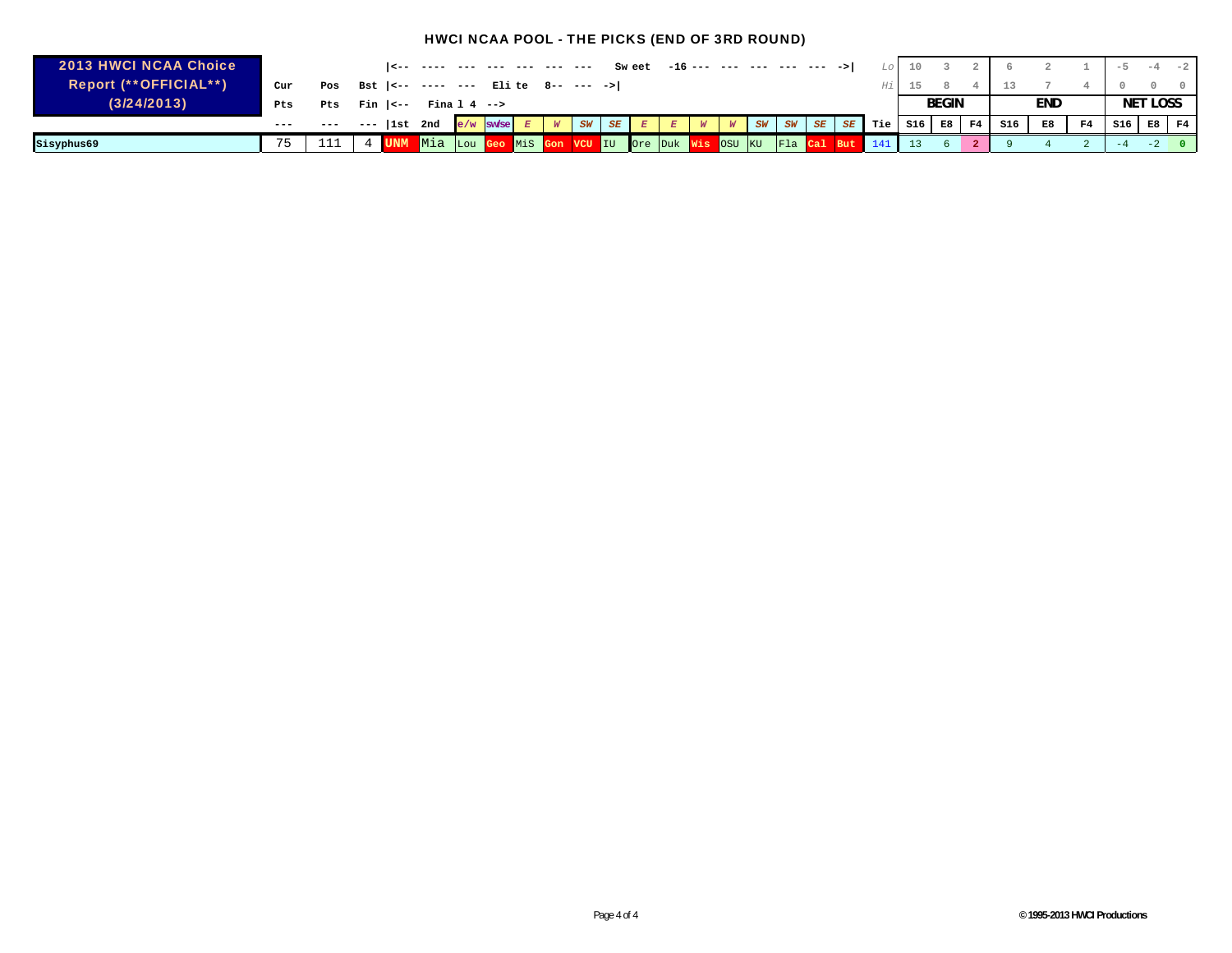## HWCI NCAA POOL - THE PICKS (END OF 3RD ROUND)

| 2013 HWCI NCAA Choice Report (**OFFICIAL**) (3/24/2013) | Cur Pts | Pos Pts | Bst Fin | 1st | 2nd | e/w | sw/se | E | W | SW | SE | E | E | W | W | SW | SW | SE | SE | Tie | S16 | E8 | F4 | S16 | E8 | F4 | S16 | E8 | F4 |
|---|---|---|---|---|---|---|---|---|---|---|---|---|---|---|---|---|---|---|---|---|---|---|---|---|---|---|---|---|---|
| | | | | |<-- Final 4 --> | | | |<-- Elite 8 --> | | | | |<-- Sweet -16 --> | | | | | | | | Lo | 10 | 3 | 2 | 6 | 2 | 1 | -5 | -4 | -2 |
| | | | | | | | | | | | | | | | | | | | | Hi | 15 | 8 | 4 | 13 | 7 | 4 | 0 | 0 | 0 |
| | | | | | | | | | | | | | | | | | | | | | BEGIN | | | END | | | NET LOSS | | |
| Sisyphus69 | 75 | 111 | 4 | UNM | Mia | Lou | Geo | MiS | Gon | VCU | IU | Ore | Duk | Wis | OSU | KU | Fla | Cal | But | 141 | 13 | 6 | 2 | 9 | 4 | 2 | -4 | -2 | 0 |

© 1995-2013 HWCI Productions